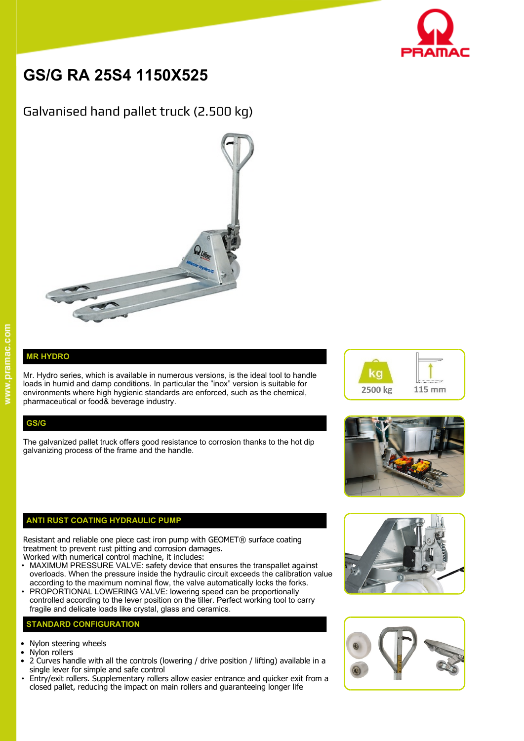# GS/G RA 25S4 1150X525

## Galvanised hand pallet truck (2.500 kg)

2500 kg

115 mm

## MR HYDRO

Mr. Hydro series, which is available in numerous versions, is the ideal tool to handle loads in humid and damp conditions. In particular the "inox" version is suitable for environments where high hygienic standards are enforced, such as the chemical, pharmaceutical or food& beverage industry.

## GS/G

The galvanized pallet truck offers good resistance to corrosion thanks to the hot dip galvanizing process of the frame and the handle.

## ANTI RUST COATING HYDRAULIC PUMP

Resistant and reliable one piece cast iron pump with GEOMET® surface coating treatment to prevent rust pitting and corrosion damages.
Worked with numerical control machine, it includes:

- MAXIMUM PRESSURE VALVE: safety device that ensures the transpallet against overloads. When the pressure inside the hydraulic circuit exceeds the calibration value according to the maximum nominal flow, the valve automatically locks the forks.
- PROPORTIONAL LOWERING VALVE: lowering speed can be proportionally controlled according to the lever position on the tiller. Perfect working tool to carry fragile and delicate loads like crystal, glass and ceramics.

## STANDARD CONFIGURATION

- Nylon steering wheels
- Nylon rollers
- 2 Curves handle with all the controls (lowering / drive position / lifting) available in a single lever for simple and safe control
- Entry/exit rollers. Supplementary rollers allow easier entrance and quicker exit from a closed pallet, reducing the impact on main rollers and guaranteeing longer life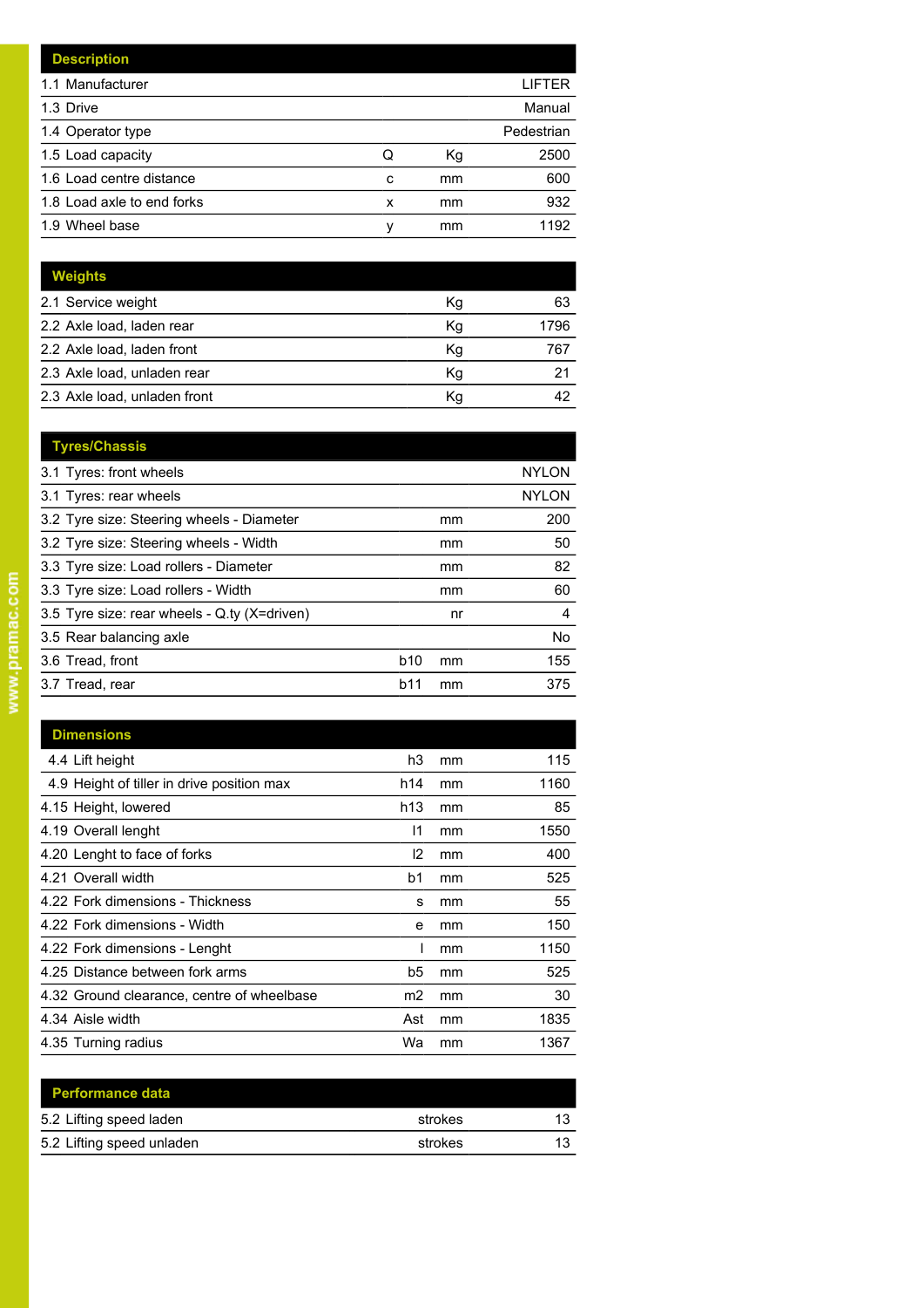| Description | | | |
|---|---|---|---|
| 1.1 Manufacturer | | | LIFTER |
| 1.3 Drive | | | Manual |
| 1.4 Operator type | | | Pedestrian |
| 1.5 Load capacity | Q | Kg | 2500 |
| 1.6 Load centre distance | c | mm | 600 |
| 1.8 Load axle to end forks | x | mm | 932 |
| 1.9 Wheel base | y | mm | 1192 |

| Weights | | | |
|---|---|---|---|
| 2.1 Service weight | | Kg | 63 |
| 2.2 Axle load, laden rear | | Kg | 1796 |
| 2.2 Axle load, laden front | | Kg | 767 |
| 2.3 Axle load, unladen rear | | Kg | 21 |
| 2.3 Axle load, unladen front | | Kg | 42 |

| Tyres/Chassis | | | |
|---|---|---|---|
| 3.1 Tyres: front wheels | | | NYLON |
| 3.1 Tyres: rear wheels | | | NYLON |
| 3.2 Tyre size: Steering wheels - Diameter | | mm | 200 |
| 3.2 Tyre size: Steering wheels - Width | | mm | 50 |
| 3.3 Tyre size: Load rollers - Diameter | | mm | 82 |
| 3.3 Tyre size: Load rollers - Width | | mm | 60 |
| 3.5 Tyre size: rear wheels - Q.ty (X=driven) | | nr | 4 |
| 3.5 Rear balancing axle | | | No |
| 3.6 Tread, front | b10 | mm | 155 |
| 3.7 Tread, rear | b11 | mm | 375 |

| Dimensions | | | |
|---|---|---|---|
| 4.4 Lift height | h3 | mm | 115 |
| 4.9 Height of tiller in drive position max | h14 | mm | 1160 |
| 4.15 Height, lowered | h13 | mm | 85 |
| 4.19 Overall lenght | l1 | mm | 1550 |
| 4.20 Lenght to face of forks | l2 | mm | 400 |
| 4.21 Overall width | b1 | mm | 525 |
| 4.22 Fork dimensions - Thickness | s | mm | 55 |
| 4.22 Fork dimensions - Width | e | mm | 150 |
| 4.22 Fork dimensions - Lenght | l | mm | 1150 |
| 4.25 Distance between fork arms | b5 | mm | 525 |
| 4.32 Ground clearance, centre of wheelbase | m2 | mm | 30 |
| 4.34 Aisle width | Ast | mm | 1835 |
| 4.35 Turning radius | Wa | mm | 1367 |

| Performance data | | |
|---|---|---|
| 5.2 Lifting speed laden | strokes | 13 |
| 5.2 Lifting speed unladen | strokes | 13 |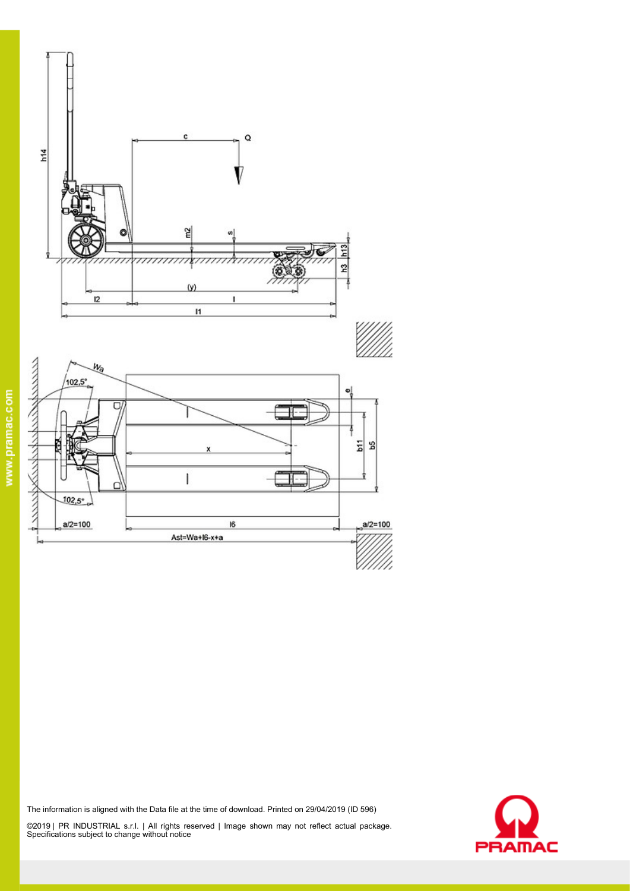h14

c

Q

m2

s

h13

h3

(y)

l2

l

l1

Wa

102,5°

e

b11

b5

x

102,5°

a/2=100

l6

a/2=100

Ast=Wa+l6-x+a

The information is aligned with the Data file at the time of download. Printed on 29/04/2019 (ID 596)

©2019 | PR INDUSTRIAL s.r.l. | All rights reserved | Image shown may not reflect actual package. Specifications subject to change without notice